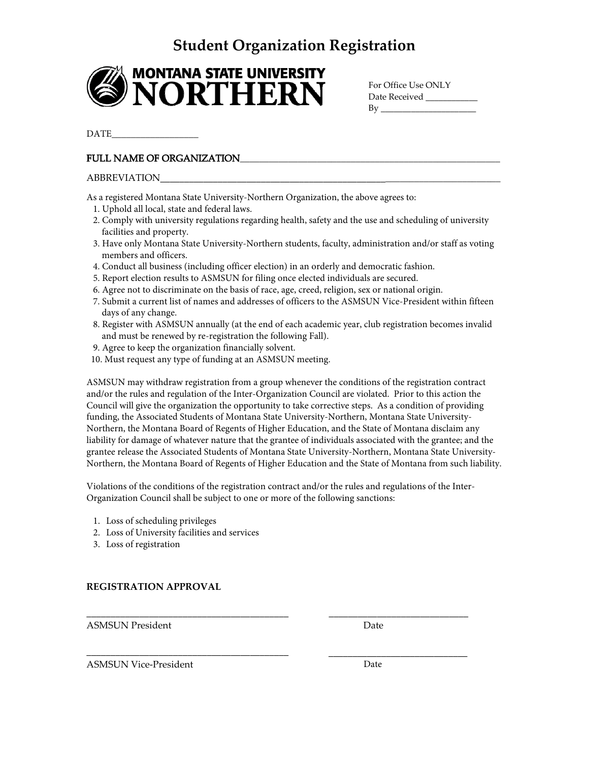# Student Organization Registration

MONTANA STATE UNIVERSITY NORTHERN

For Office Use ONLY
Date Received ___________
By ____________________

DATE_________________

FULL NAME OF ORGANIZATION_______________________________________________

ABBREVIATION_______________________________________________________

As a registered Montana State University-Northern Organization, the above agrees to:

1. Uphold all local, state and federal laws.
2. Comply with university regulations regarding health, safety and the use and scheduling of university facilities and property.
3. Have only Montana State University-Northern students, faculty, administration and/or staff as voting members and officers.
4. Conduct all business (including officer election) in an orderly and democratic fashion.
5. Report election results to ASMSUN for filing once elected individuals are secured.
6. Agree not to discriminate on the basis of race, age, creed, religion, sex or national origin.
7. Submit a current list of names and addresses of officers to the ASMSUN Vice-President within fifteen days of any change.
8. Register with ASMSUN annually (at the end of each academic year, club registration becomes invalid and must be renewed by re-registration the following Fall).
9. Agree to keep the organization financially solvent.
10. Must request any type of funding at an ASMSUN meeting.

ASMSUN may withdraw registration from a group whenever the conditions of the registration contract and/or the rules and regulation of the Inter-Organization Council are violated. Prior to this action the Council will give the organization the opportunity to take corrective steps. As a condition of providing funding, the Associated Students of Montana State University-Northern, Montana State University-Northern, the Montana Board of Regents of Higher Education, and the State of Montana disclaim any liability for damage of whatever nature that the grantee of individuals associated with the grantee; and the grantee release the Associated Students of Montana State University-Northern, Montana State University-Northern, the Montana Board of Regents of Higher Education and the State of Montana from such liability.

Violations of the conditions of the registration contract and/or the rules and regulations of the Inter-Organization Council shall be subject to one or more of the following sanctions:

1. Loss of scheduling privileges
2. Loss of University facilities and services
3. Loss of registration

**REGISTRATION APPROVAL**

_________________________________________ ____________________________
ASMSUN President Date

_________________________________________ ____________________________
ASMSUN Vice-President Date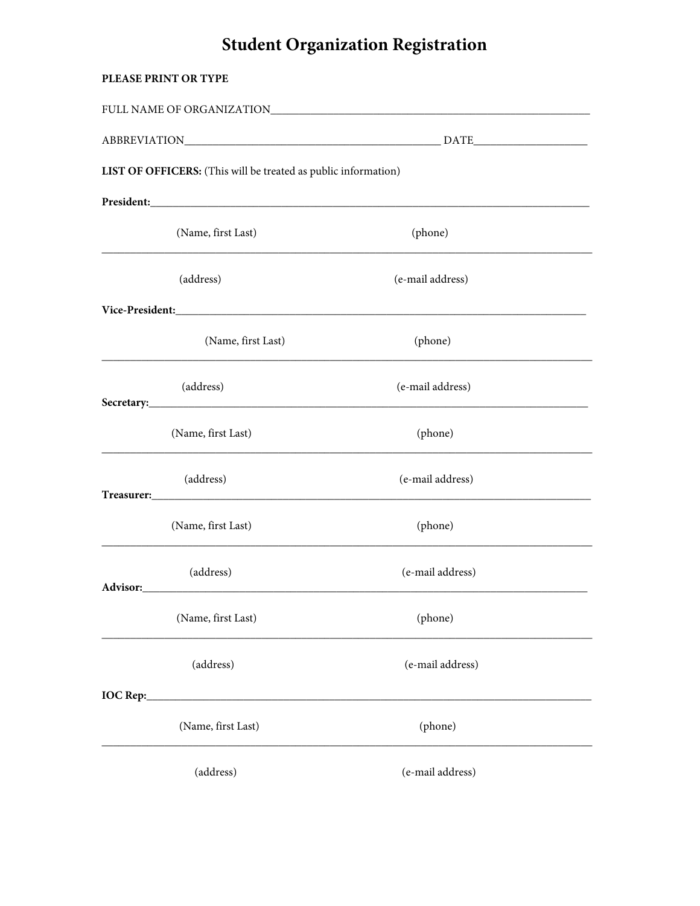# Student Organization Registration

**PLEASE PRINT OR TYPE**

FULL NAME OF ORGANIZATION_______________________________________________

ABBREVIATION_____________________________________ DATE_______________

**LIST OF OFFICERS:** (This will be treated as public information)

**President:**_______________________________________________________________

(Name, first Last) (phone)

_____________________________________________________________________

(address) (e-mail address)

**Vice-President:**__________________________________________________________

(Name, first Last) (phone)

_____________________________________________________________________

(address) (e-mail address)

**Secretary:**_______________________________________________________________

(Name, first Last) (phone)

_____________________________________________________________________

(address) (e-mail address)

**Treasurer:**_______________________________________________________________

(Name, first Last) (phone)

_____________________________________________________________________

(address) (e-mail address)

**Advisor:**________________________________________________________________

(Name, first Last) (phone)

_____________________________________________________________________

(address) (e-mail address)

**IOC Rep:**________________________________________________________________

(Name, first Last) (phone)

_____________________________________________________________________

(address) (e-mail address)